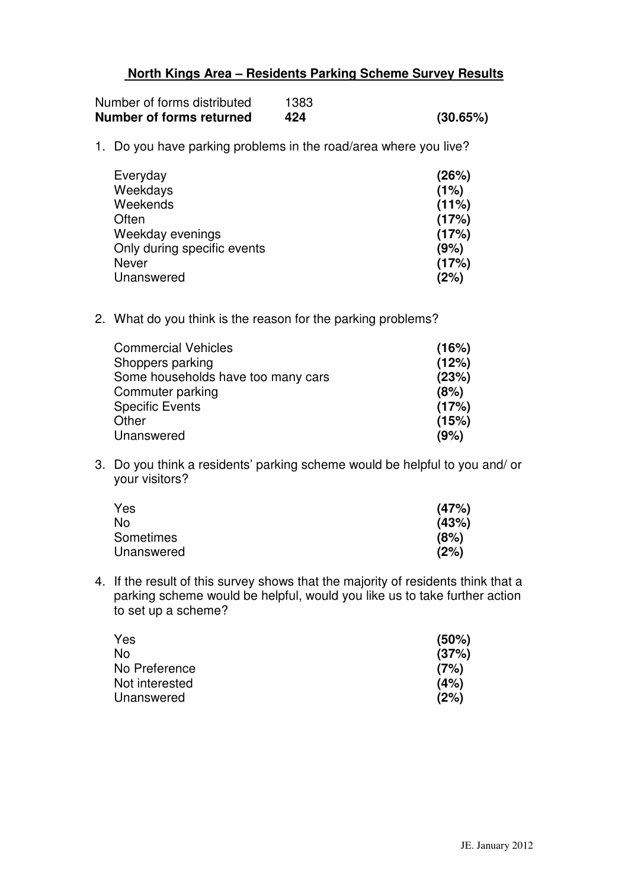# North Kings Area – Residents Parking Scheme Survey Results

| | | |
|---|---|---|
| Number of forms distributed | 1383 | |
| **Number of forms returned** | **424** | **(30.65%)** |

1. Do you have parking problems in the road/area where you live?

| | |
|---|---|
| Everyday | **(26%)** |
| Weekdays | **(1%)** |
| Weekends | **(11%)** |
| Often | **(17%)** |
| Weekday evenings | **(17%)** |
| Only during specific events | **(9%)** |
| Never | **(17%)** |
| Unanswered | **(2%)** |

2. What do you think is the reason for the parking problems?

| | |
|---|---|
| Commercial Vehicles | **(16%)** |
| Shoppers parking | **(12%)** |
| Some households have too many cars | **(23%)** |
| Commuter parking | **(8%)** |
| Specific Events | **(17%)** |
| Other | **(15%)** |
| Unanswered | **(9%)** |

3. Do you think a residents' parking scheme would be helpful to you and/ or your visitors?

| | |
|---|---|
| Yes | **(47%)** |
| No | **(43%)** |
| Sometimes | **(8%)** |
| Unanswered | **(2%)** |

4. If the result of this survey shows that the majority of residents think that a parking scheme would be helpful, would you like us to take further action to set up a scheme?

| | |
|---|---|
| Yes | **(50%)** |
| No | **(37%)** |
| No Preference | **(7%)** |
| Not interested | **(4%)** |
| Unanswered | **(2%)** |

JE. January 2012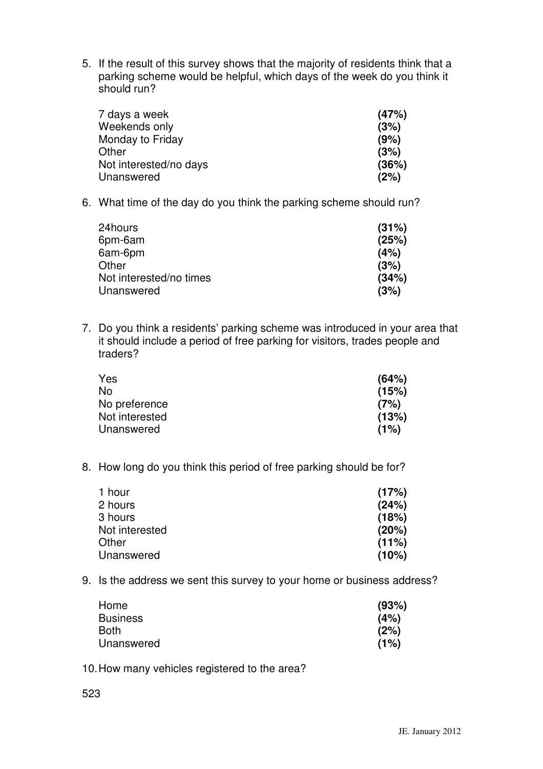5. If the result of this survey shows that the majority of residents think that a parking scheme would be helpful, which days of the week do you think it should run?

| | |
|---|---|
| 7 days a week | **(47%)** |
| Weekends only | **(3%)** |
| Monday to Friday | **(9%)** |
| Other | **(3%)** |
| Not interested/no days | **(36%)** |
| Unanswered | **(2%)** |

6. What time of the day do you think the parking scheme should run?

| | |
|---|---|
| 24hours | **(31%)** |
| 6pm-6am | **(25%)** |
| 6am-6pm | **(4%)** |
| Other | **(3%)** |
| Not interested/no times | **(34%)** |
| Unanswered | **(3%)** |

7. Do you think a residents' parking scheme was introduced in your area that it should include a period of free parking for visitors, trades people and traders?

| | |
|---|---|
| Yes | **(64%)** |
| No | **(15%)** |
| No preference | **(7%)** |
| Not interested | **(13%)** |
| Unanswered | **(1%)** |

8. How long do you think this period of free parking should be for?

| | |
|---|---|
| 1 hour | **(17%)** |
| 2 hours | **(24%)** |
| 3 hours | **(18%)** |
| Not interested | **(20%)** |
| Other | **(11%)** |
| Unanswered | **(10%)** |

9. Is the address we sent this survey to your home or business address?

| | |
|---|---|
| Home | **(93%)** |
| Business | **(4%)** |
| Both | **(2%)** |
| Unanswered | **(1%)** |

10. How many vehicles registered to the area?

523

JE. January 2012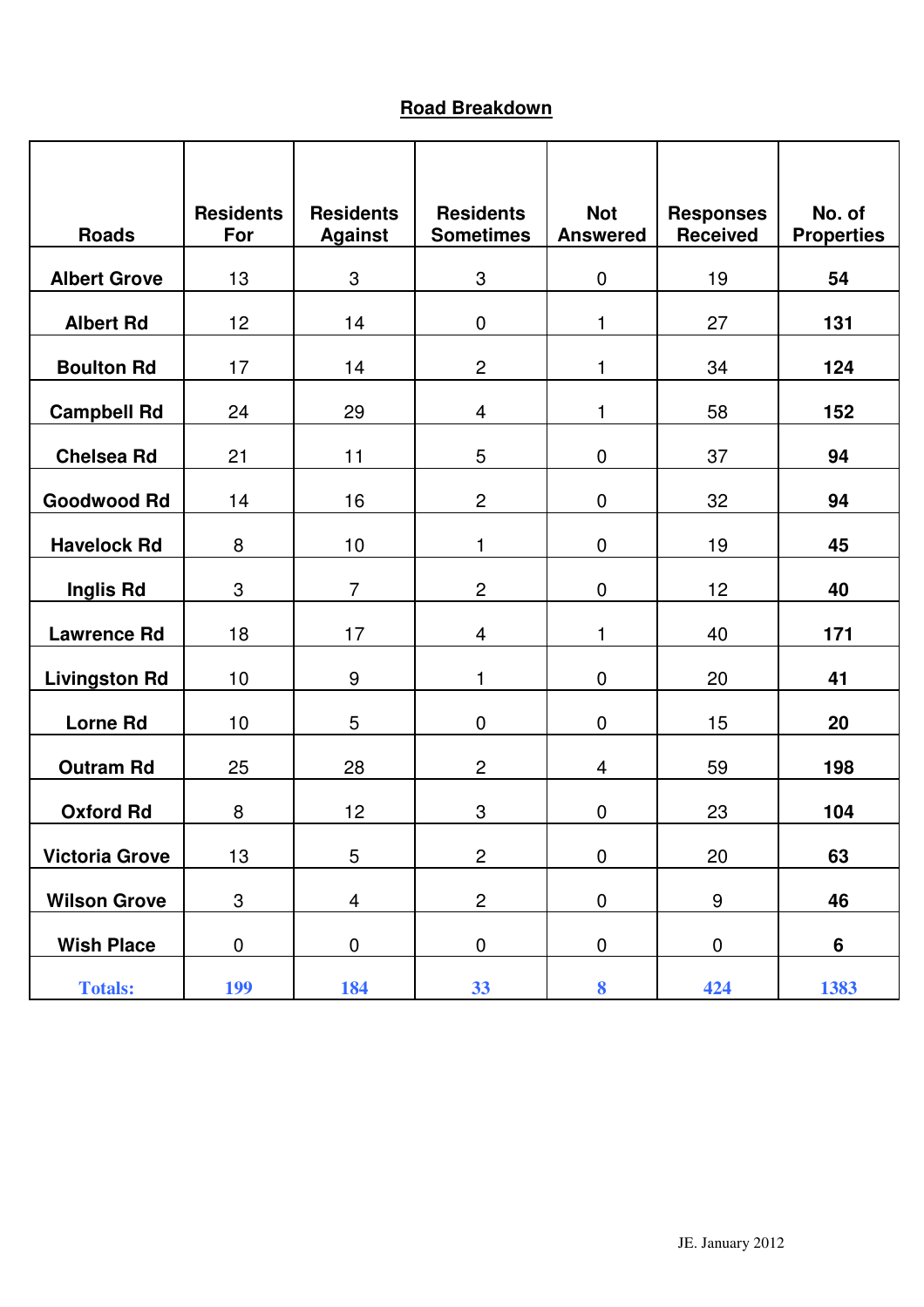## Road Breakdown

| Roads | Residents For | Residents Against | Residents Sometimes | Not Answered | Responses Received | No. of Properties |
|---|---|---|---|---|---|---|
| **Albert Grove** | 13 | 3 | 3 | 0 | 19 | **54** |
| **Albert Rd** | 12 | 14 | 0 | 1 | 27 | **131** |
| **Boulton Rd** | 17 | 14 | 2 | 1 | 34 | **124** |
| **Campbell Rd** | 24 | 29 | 4 | 1 | 58 | **152** |
| **Chelsea Rd** | 21 | 11 | 5 | 0 | 37 | **94** |
| **Goodwood Rd** | 14 | 16 | 2 | 0 | 32 | **94** |
| **Havelock Rd** | 8 | 10 | 1 | 0 | 19 | **45** |
| **Inglis Rd** | 3 | 7 | 2 | 0 | 12 | **40** |
| **Lawrence Rd** | 18 | 17 | 4 | 1 | 40 | **171** |
| **Livingston Rd** | 10 | 9 | 1 | 0 | 20 | **41** |
| **Lorne Rd** | 10 | 5 | 0 | 0 | 15 | **20** |
| **Outram Rd** | 25 | 28 | 2 | 4 | 59 | **198** |
| **Oxford Rd** | 8 | 12 | 3 | 0 | 23 | **104** |
| **Victoria Grove** | 13 | 5 | 2 | 0 | 20 | **63** |
| **Wilson Grove** | 3 | 4 | 2 | 0 | 9 | **46** |
| **Wish Place** | 0 | 0 | 0 | 0 | 0 | **6** |
| **Totals:** | **199** | **184** | **33** | **8** | **424** | **1383** |

JE. January 2012